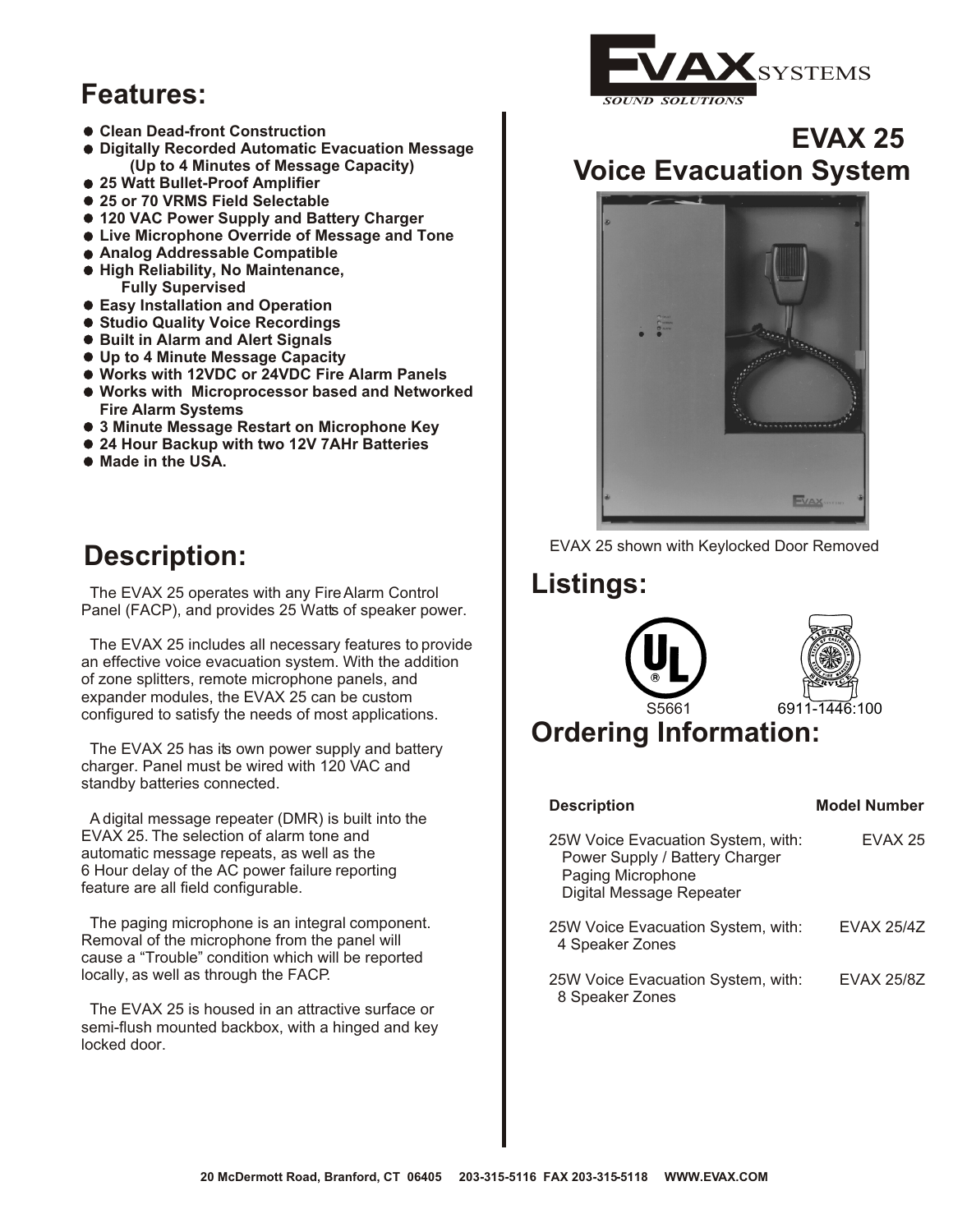EVAX SYSTEMS
SOUND SOLUTIONS

# EVAX 25
# Voice Evacuation System

EVAX 25 shown with Keylocked Door Removed

## Features:

- **Clean Dead-front Construction**
- **Digitally Recorded Automatic Evacuation Message (Up to 4 Minutes of Message Capacity)**
- **25 Watt Bullet-Proof Amplifier**
- **25 or 70 VRMS Field Selectable**
- **120 VAC Power Supply and Battery Charger**
- **Live Microphone Override of Message and Tone**
- **Analog Addressable Compatible**
- **High Reliability, No Maintenance, Fully Supervised**
- **Easy Installation and Operation**
- **Studio Quality Voice Recordings**
- **Built in Alarm and Alert Signals**
- **Up to 4 Minute Message Capacity**
- **Works with 12VDC or 24VDC Fire Alarm Panels**
- **Works with Microprocessor based and Networked Fire Alarm Systems**
- **3 Minute Message Restart on Microphone Key**
- **24 Hour Backup with two 12V 7AHr Batteries**
- **Made in the USA.**

## Description:

The EVAX 25 operates with any Fire Alarm Control Panel (FACP), and provides 25 Watts of speaker power.

The EVAX 25 includes all necessary features to provide an effective voice evacuation system. With the addition of zone splitters, remote microphone panels, and expander modules, the EVAX 25 can be custom configured to satisfy the needs of most applications.

The EVAX 25 has its own power supply and battery charger. Panel must be wired with 120 VAC and standby batteries connected.

A digital message repeater (DMR) is built into the EVAX 25. The selection of alarm tone and automatic message repeats, as well as the 6 Hour delay of the AC power failure reporting feature are all field configurable.

The paging microphone is an integral component. Removal of the microphone from the panel will cause a "Trouble" condition which will be reported locally, as well as through the FACP.

The EVAX 25 is housed in an attractive surface or semi-flush mounted backbox, with a hinged and key locked door.

## Listings:

S5661 &nbsp;&nbsp;&nbsp; 6911-1446:100

## Ordering Information:

| Description | Model Number |
|---|---|
| 25W Voice Evacuation System, with: Power Supply / Battery Charger, Paging Microphone, Digital Message Repeater | EVAX 25 |
| 25W Voice Evacuation System, with: 4 Speaker Zones | EVAX 25/4Z |
| 25W Voice Evacuation System, with: 8 Speaker Zones | EVAX 25/8Z |

20 McDermott Road, Branford, CT 06405 203-315-5116 FAX 203-315-5118 WWW.EVAX.COM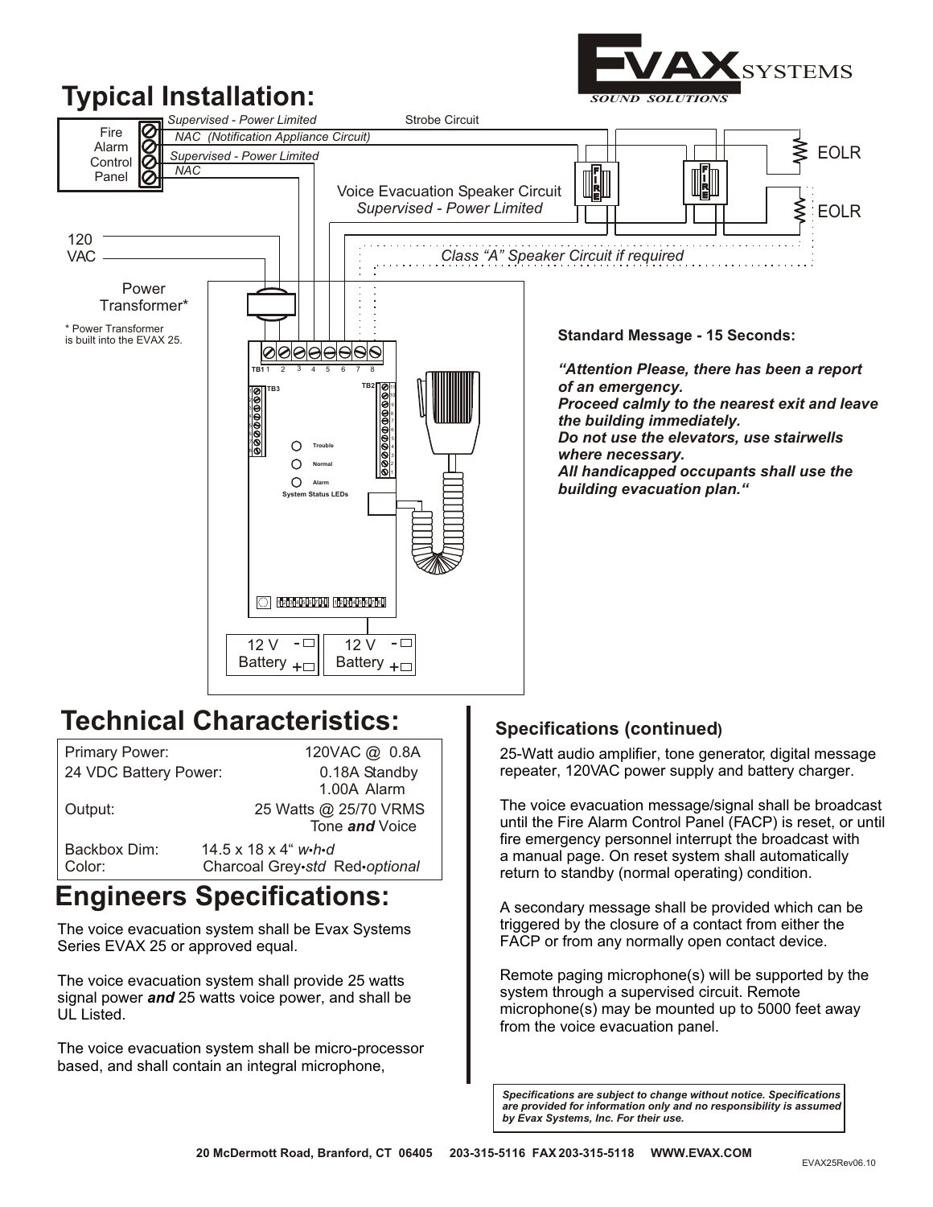EVAX SYSTEMS
SOUND SOLUTIONS

# Typical Installation:

Fire Alarm Control Panel

*Supervised - Power Limited*

*NAC (Notification Appliance Circuit)*

Strobe Circuit

*Supervised - Power Limited*

*NAC*

Voice Evacuation Speaker Circuit
*Supervised - Power Limited*

EOLR

EOLR

120 VAC

*Class "A" Speaker Circuit if required*

Power Transformer*

* Power Transformer is built into the EVAX 25.

TB1 1 2 3 4 5 6 7 8

TB3

TB2

Trouble

Normal

Alarm

System Status LEDs

12 V Battery

12 V Battery

**Standard Message - 15 Seconds:**

***"Attention Please, there has been a report of an emergency.***
***Proceed calmly to the nearest exit and leave the building immediately.***
***Do not use the elevators, use stairwells where necessary.***
***All handicapped occupants shall use the building evacuation plan."***

# Technical Characteristics:

| | |
|---|---|
| Primary Power: | 120VAC @ 0.8A |
| 24 VDC Battery Power: | 0.18A Standby<br>1.00A Alarm |
| Output: | 25 Watts @ 25/70 VRMS<br>Tone ***and*** Voice |
| Backbox Dim:<br>Color: | 14.5 x 18 x 4" *w•h•d*<br>Charcoal Grey•*std* Red•*optional* |

# Engineers Specifications:

The voice evacuation system shall be Evax Systems Series EVAX 25 or approved equal.

The voice evacuation system shall provide 25 watts signal power ***and*** 25 watts voice power, and shall be UL Listed.

The voice evacuation system shall be micro-processor based, and shall contain an integral microphone,

## Specifications (continued)

25-Watt audio amplifier, tone generator, digital message repeater, 120VAC power supply and battery charger.

The voice evacuation message/signal shall be broadcast until the Fire Alarm Control Panel (FACP) is reset, or until fire emergency personnel interrupt the broadcast with a manual page. On reset system shall automatically return to standby (normal operating) condition.

A secondary message shall be provided which can be triggered by the closure of a contact from either the FACP or from any normally open contact device.

Remote paging microphone(s) will be supported by the system through a supervised circuit. Remote microphone(s) may be mounted up to 5000 feet away from the voice evacuation panel.

***Specifications are subject to change without notice. Specifications are provided for information only and no responsibility is assumed by Evax Systems, Inc. For their use.***

**20 McDermott Road, Branford, CT 06405 203-315-5116 FAX 203-315-5118 WWW.EVAX.COM**

EVAX25Rev06.10